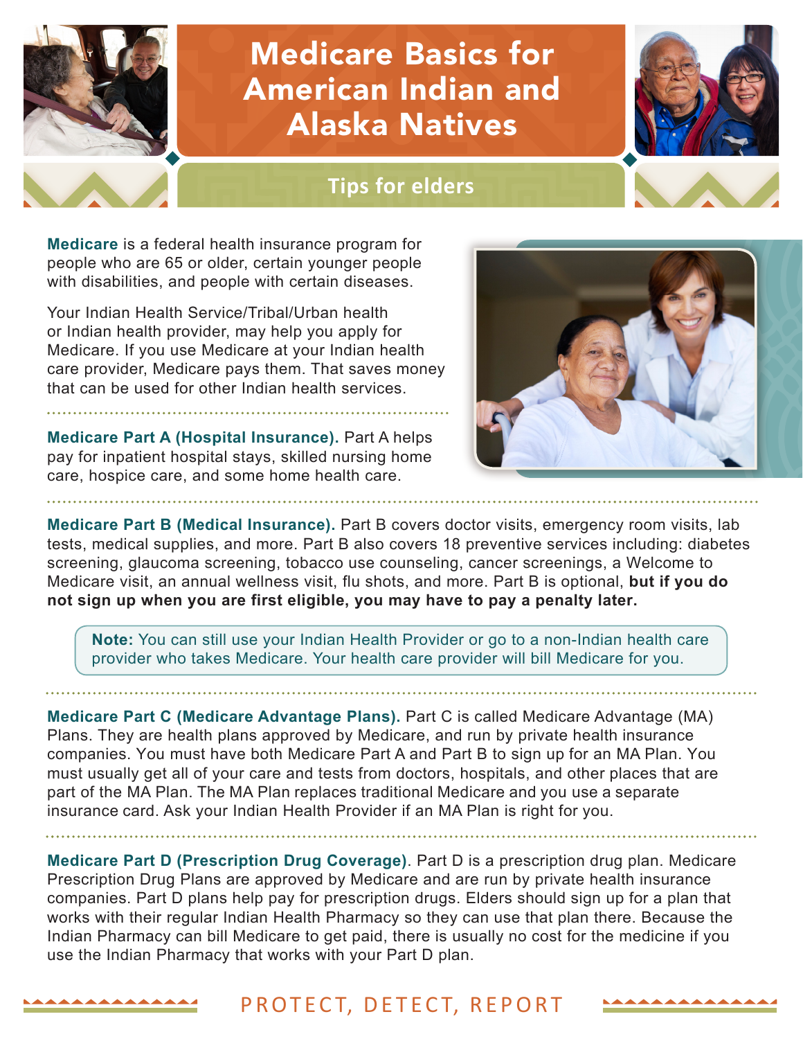# Medicare Basics for American Indian and Alaska Natives

## Tips for elders

**Medicare** is a federal health insurance program for people who are 65 or older, certain younger people with disabilities, and people with certain diseases.

Your Indian Health Service/Tribal/Urban health or Indian health provider, may help you apply for Medicare. If you use Medicare at your Indian health care provider, Medicare pays them. That saves money that can be used for other Indian health services.

**Medicare Part A (Hospital Insurance).** Part A helps pay for inpatient hospital stays, skilled nursing home care, hospice care, and some home health care.

**Medicare Part B (Medical Insurance).** Part B covers doctor visits, emergency room visits, lab tests, medical supplies, and more. Part B also covers 18 preventive services including: diabetes screening, glaucoma screening, tobacco use counseling, cancer screenings, a Welcome to Medicare visit, an annual wellness visit, flu shots, and more. Part B is optional, **but if you do not sign up when you are first eligible, you may have to pay a penalty later.**

> **Note:** You can still use your Indian Health Provider or go to a non-Indian health care provider who takes Medicare. Your health care provider will bill Medicare for you.

**Medicare Part C (Medicare Advantage Plans).** Part C is called Medicare Advantage (MA) Plans. They are health plans approved by Medicare, and run by private health insurance companies. You must have both Medicare Part A and Part B to sign up for an MA Plan. You must usually get all of your care and tests from doctors, hospitals, and other places that are part of the MA Plan. The MA Plan replaces traditional Medicare and you use a separate insurance card. Ask your Indian Health Provider if an MA Plan is right for you.

**Medicare Part D (Prescription Drug Coverage)**. Part D is a prescription drug plan. Medicare Prescription Drug Plans are approved by Medicare and are run by private health insurance companies. Part D plans help pay for prescription drugs. Elders should sign up for a plan that works with their regular Indian Health Pharmacy so they can use that plan there. Because the Indian Pharmacy can bill Medicare to get paid, there is usually no cost for the medicine if you use the Indian Pharmacy that works with your Part D plan.

PROTECT, DETECT, REPORT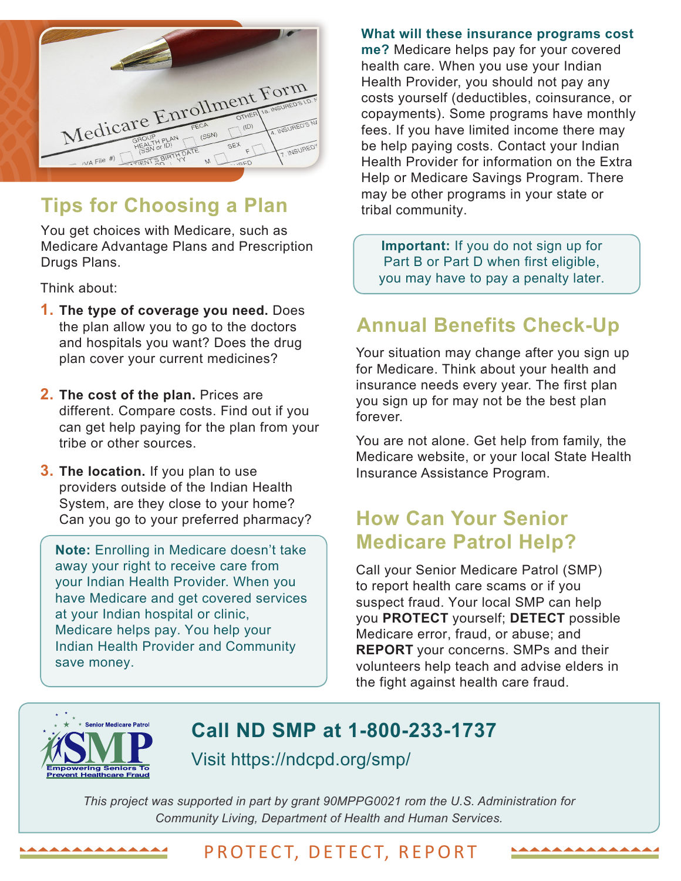## Tips for Choosing a Plan

You get choices with Medicare, such as Medicare Advantage Plans and Prescription Drugs Plans.

Think about:

1. **The type of coverage you need.** Does the plan allow you to go to the doctors and hospitals you want? Does the drug plan cover your current medicines?
2. **The cost of the plan.** Prices are different. Compare costs. Find out if you can get help paying for the plan from your tribe or other sources.
3. **The location.** If you plan to use providers outside of the Indian Health System, are they close to your home? Can you go to your preferred pharmacy?

**Note:** Enrolling in Medicare doesn't take away your right to receive care from your Indian Health Provider. When you have Medicare and get covered services at your Indian hospital or clinic, Medicare helps pay. You help your Indian Health Provider and Community save money.

**What will these insurance programs cost me?** Medicare helps pay for your covered health care. When you use your Indian Health Provider, you should not pay any costs yourself (deductibles, coinsurance, or copayments). Some programs have monthly fees. If you have limited income there may be help paying costs. Contact your Indian Health Provider for information on the Extra Help or Medicare Savings Program. There may be other programs in your state or tribal community.

**Important:** If you do not sign up for Part B or Part D when first eligible, you may have to pay a penalty later.

## Annual Benefits Check-Up

Your situation may change after you sign up for Medicare. Think about your health and insurance needs every year. The first plan you sign up for may not be the best plan forever.

You are not alone. Get help from family, the Medicare website, or your local State Health Insurance Assistance Program.

## How Can Your Senior Medicare Patrol Help?

Call your Senior Medicare Patrol (SMP) to report health care scams or if you suspect fraud. Your local SMP can help you **PROTECT** yourself; **DETECT** possible Medicare error, fraud, or abuse; and **REPORT** your concerns. SMPs and their volunteers help teach and advise elders in the fight against health care fraud.

Senior Medicare Patrol SMP Empowering Seniors To Prevent Healthcare Fraud

### Call ND SMP at 1-800-233-1737

Visit https://ndcpd.org/smp/

*This project was supported in part by grant 90MPPG0021 rom the U.S. Administration for Community Living, Department of Health and Human Services.*

PROTECT, DETECT, REPORT